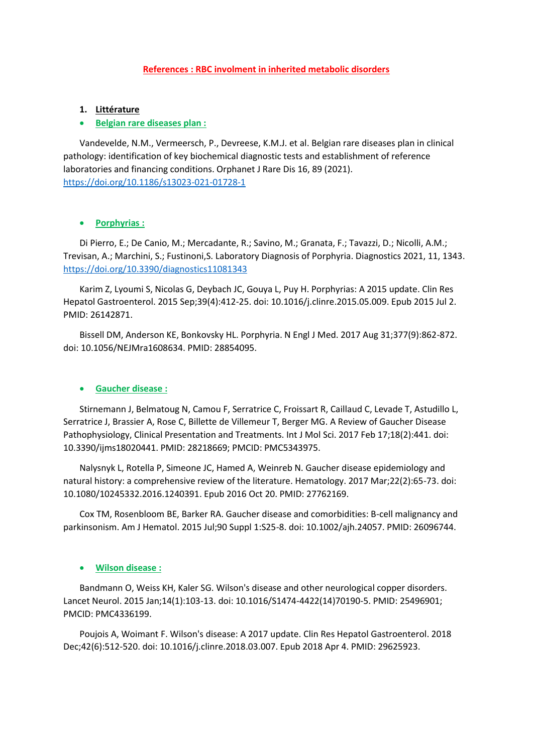# References : RBC involment in inherited metabolic disorders

## 1. Littérature

- **Belgian rare diseases plan :**

Vandevelde, N.M., Vermeersch, P., Devreese, K.M.J. et al. Belgian rare diseases plan in clinical pathology: identification of key biochemical diagnostic tests and establishment of reference laboratories and financing conditions. Orphanet J Rare Dis 16, 89 (2021). https://doi.org/10.1186/s13023-021-01728-1

- **Porphyrias :**

Di Pierro, E.; De Canio, M.; Mercadante, R.; Savino, M.; Granata, F.; Tavazzi, D.; Nicolli, A.M.; Trevisan, A.; Marchini, S.; Fustinoni,S. Laboratory Diagnosis of Porphyria. Diagnostics 2021, 11, 1343. https://doi.org/10.3390/diagnostics11081343

Karim Z, Lyoumi S, Nicolas G, Deybach JC, Gouya L, Puy H. Porphyrias: A 2015 update. Clin Res Hepatol Gastroenterol. 2015 Sep;39(4):412-25. doi: 10.1016/j.clinre.2015.05.009. Epub 2015 Jul 2. PMID: 26142871.

Bissell DM, Anderson KE, Bonkovsky HL. Porphyria. N Engl J Med. 2017 Aug 31;377(9):862-872. doi: 10.1056/NEJMra1608634. PMID: 28854095.

- **Gaucher disease :**

Stirnemann J, Belmatoug N, Camou F, Serratrice C, Froissart R, Caillaud C, Levade T, Astudillo L, Serratrice J, Brassier A, Rose C, Billette de Villemeur T, Berger MG. A Review of Gaucher Disease Pathophysiology, Clinical Presentation and Treatments. Int J Mol Sci. 2017 Feb 17;18(2):441. doi: 10.3390/ijms18020441. PMID: 28218669; PMCID: PMC5343975.

Nalysnyk L, Rotella P, Simeone JC, Hamed A, Weinreb N. Gaucher disease epidemiology and natural history: a comprehensive review of the literature. Hematology. 2017 Mar;22(2):65-73. doi: 10.1080/10245332.2016.1240391. Epub 2016 Oct 20. PMID: 27762169.

Cox TM, Rosenbloom BE, Barker RA. Gaucher disease and comorbidities: B-cell malignancy and parkinsonism. Am J Hematol. 2015 Jul;90 Suppl 1:S25-8. doi: 10.1002/ajh.24057. PMID: 26096744.

- **Wilson disease :**

Bandmann O, Weiss KH, Kaler SG. Wilson's disease and other neurological copper disorders. Lancet Neurol. 2015 Jan;14(1):103-13. doi: 10.1016/S1474-4422(14)70190-5. PMID: 25496901; PMCID: PMC4336199.

Poujois A, Woimant F. Wilson's disease: A 2017 update. Clin Res Hepatol Gastroenterol. 2018 Dec;42(6):512-520. doi: 10.1016/j.clinre.2018.03.007. Epub 2018 Apr 4. PMID: 29625923.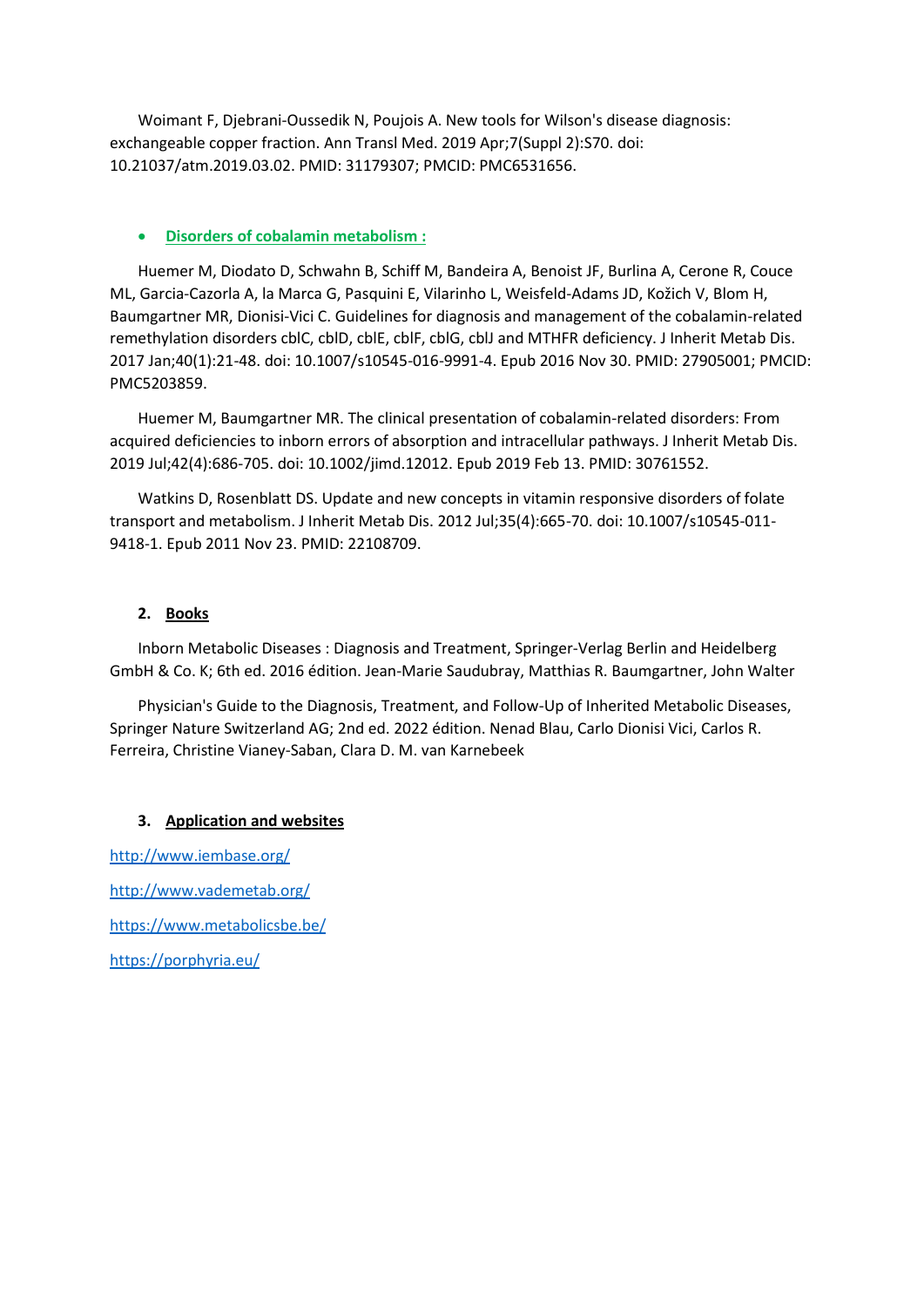Woimant F, Djebrani-Oussedik N, Poujois A. New tools for Wilson's disease diagnosis: exchangeable copper fraction. Ann Transl Med. 2019 Apr;7(Suppl 2):S70. doi: 10.21037/atm.2019.03.02. PMID: 31179307; PMCID: PMC6531656.

- **Disorders of cobalamin metabolism :**

Huemer M, Diodato D, Schwahn B, Schiff M, Bandeira A, Benoist JF, Burlina A, Cerone R, Couce ML, Garcia-Cazorla A, la Marca G, Pasquini E, Vilarinho L, Weisfeld-Adams JD, Kožich V, Blom H, Baumgartner MR, Dionisi-Vici C. Guidelines for diagnosis and management of the cobalamin-related remethylation disorders cblC, cblD, cblE, cblF, cblG, cblJ and MTHFR deficiency. J Inherit Metab Dis. 2017 Jan;40(1):21-48. doi: 10.1007/s10545-016-9991-4. Epub 2016 Nov 30. PMID: 27905001; PMCID: PMC5203859.

Huemer M, Baumgartner MR. The clinical presentation of cobalamin-related disorders: From acquired deficiencies to inborn errors of absorption and intracellular pathways. J Inherit Metab Dis. 2019 Jul;42(4):686-705. doi: 10.1002/jimd.12012. Epub 2019 Feb 13. PMID: 30761552.

Watkins D, Rosenblatt DS. Update and new concepts in vitamin responsive disorders of folate transport and metabolism. J Inherit Metab Dis. 2012 Jul;35(4):665-70. doi: 10.1007/s10545-011-9418-1. Epub 2011 Nov 23. PMID: 22108709.

## 2. Books

Inborn Metabolic Diseases : Diagnosis and Treatment, Springer-Verlag Berlin and Heidelberg GmbH & Co. K; 6th ed. 2016 édition. Jean-Marie Saudubray, Matthias R. Baumgartner, John Walter

Physician's Guide to the Diagnosis, Treatment, and Follow-Up of Inherited Metabolic Diseases, Springer Nature Switzerland AG; 2nd ed. 2022 édition. Nenad Blau, Carlo Dionisi Vici, Carlos R. Ferreira, Christine Vianey-Saban, Clara D. M. van Karnebeek

## 3. Application and websites

http://www.iembase.org/

http://www.vademetab.org/

https://www.metabolicsbe.be/

https://porphyria.eu/